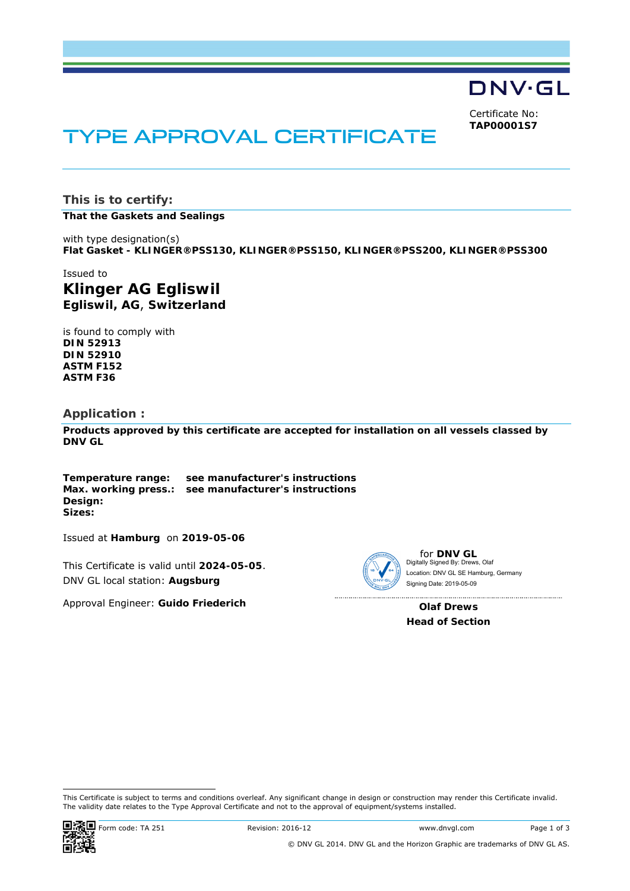DNV·GL

Certificate No:
**TAP00001S7**

# TYPE APPROVAL CERTIFICATE

## This is to certify:

**That the Gaskets and Sealings**

with type designation(s)
**Flat Gasket - KLINGER®PSS130, KLINGER®PSS150, KLINGER®PSS200, KLINGER®PSS300**

Issued to

### Klinger AG Egliswil
**Egliswil, AG, Switzerland**

is found to comply with
**DIN 52913**
**DIN 52910**
**ASTM F152**
**ASTM F36**

## Application :

**Products approved by this certificate are accepted for installation on all vessels classed by DNV GL**

**Temperature range:** **see manufacturer's instructions**
**Max. working press.:** **see manufacturer's instructions**
**Design:**
**Sizes:**

Issued at **Hamburg** on **2019-05-06**

This Certificate is valid until **2024-05-05**.
DNV GL local station: **Augsburg**

Approval Engineer: **Guido Friederich**

for **DNV GL**
Digitally Signed By: Drews, Olaf
Location: DNV GL SE Hamburg, Germany
Signing Date: 2019-05-09

**Olaf Drews**
**Head of Section**

This Certificate is subject to terms and conditions overleaf. Any significant change in design or construction may render this Certificate invalid.
The validity date relates to the Type Approval Certificate and not to the approval of equipment/systems installed.

Form code: TA 251 Revision: 2016-12 www.dnvgl.com

© DNV GL 2014. DNV GL and the Horizon Graphic are trademarks of DNV GL AS.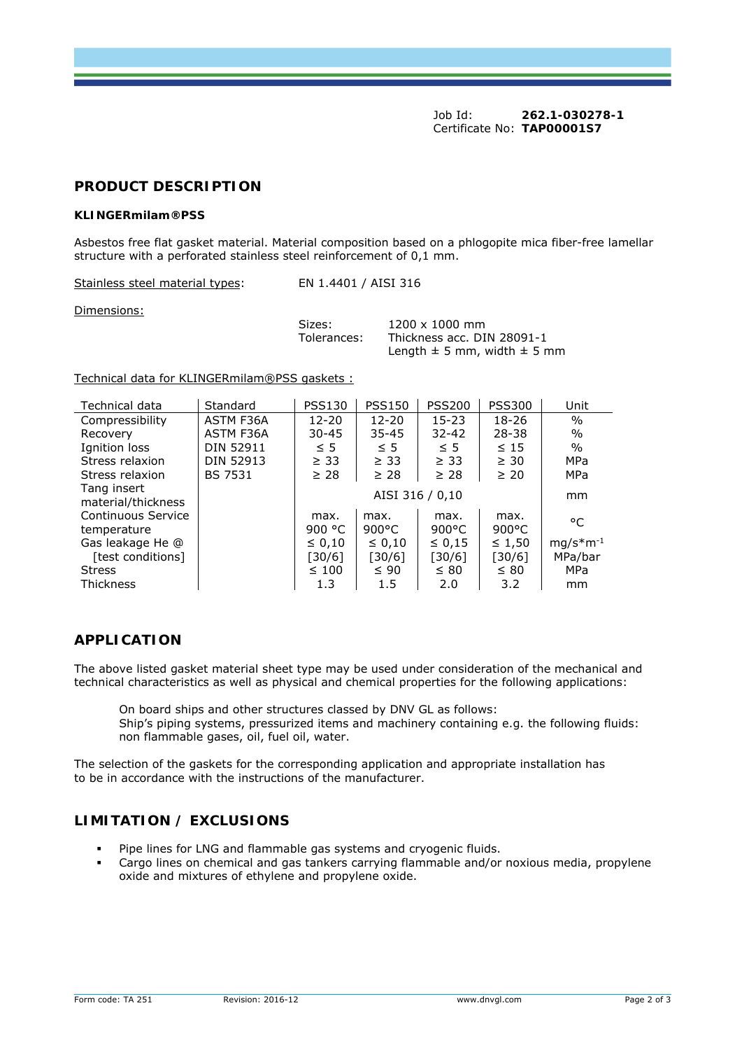Job Id: **262.1-030278-1**
Certificate No: **TAP00001S7**

## PRODUCT DESCRIPTION

**KLINGERmilam®PSS**

Asbestos free flat gasket material. Material composition based on a phlogopite mica fiber-free lamellar structure with a perforated stainless steel reinforcement of 0,1 mm.

Stainless steel material types: EN 1.4401 / AISI 316

Dimensions:

Sizes: 1200 x 1000 mm
Tolerances: Thickness acc. DIN 28091-1
Length ± 5 mm, width ± 5 mm

Technical data for KLINGERmilam®PSS gaskets :

| Technical data | Standard | PSS130 | PSS150 | PSS200 | PSS300 | Unit |
|---|---|---|---|---|---|---|
| Compressibility | ASTM F36A | 12-20 | 12-20 | 15-23 | 18-26 | % |
| Recovery | ASTM F36A | 30-45 | 35-45 | 32-42 | 28-38 | % |
| Ignition loss | DIN 52911 | ≤ 5 | ≤ 5 | ≤ 5 | ≤ 15 | % |
| Stress relaxion | DIN 52913 | ≥ 33 | ≥ 33 | ≥ 33 | ≥ 30 | MPa |
| Stress relaxion | BS 7531 | ≥ 28 | ≥ 28 | ≥ 28 | ≥ 20 | MPa |
| Tang insert material/thickness | | AISI 316 / 0,10 | | | | mm |
| Continuous Service temperature | | max. 900 °C | max. 900°C | max. 900°C | max. 900°C | °C |
| Gas leakage He @ [test conditions] | | ≤ 0,10 [30/6] | ≤ 0,10 [30/6] | ≤ 0,15 [30/6] | ≤ 1,50 [30/6] | $mg/s*m^{-1}$ MPa/bar |
| Stress | | ≤ 100 | ≤ 90 | ≤ 80 | ≤ 80 | MPa |
| Thickness | | 1.3 | 1.5 | 2.0 | 3.2 | mm |

## APPLICATION

The above listed gasket material sheet type may be used under consideration of the mechanical and technical characteristics as well as physical and chemical properties for the following applications:

On board ships and other structures classed by DNV GL as follows:
Ship's piping systems, pressurized items and machinery containing e.g. the following fluids: non flammable gases, oil, fuel oil, water.

The selection of the gaskets for the corresponding application and appropriate installation has to be in accordance with the instructions of the manufacturer.

## LIMITATION / EXCLUSIONS

- Pipe lines for LNG and flammable gas systems and cryogenic fluids.
- Cargo lines on chemical and gas tankers carrying flammable and/or noxious media, propylene oxide and mixtures of ethylene and propylene oxide.

Form code: TA 251 Revision: 2016-12 www.dnvgl.com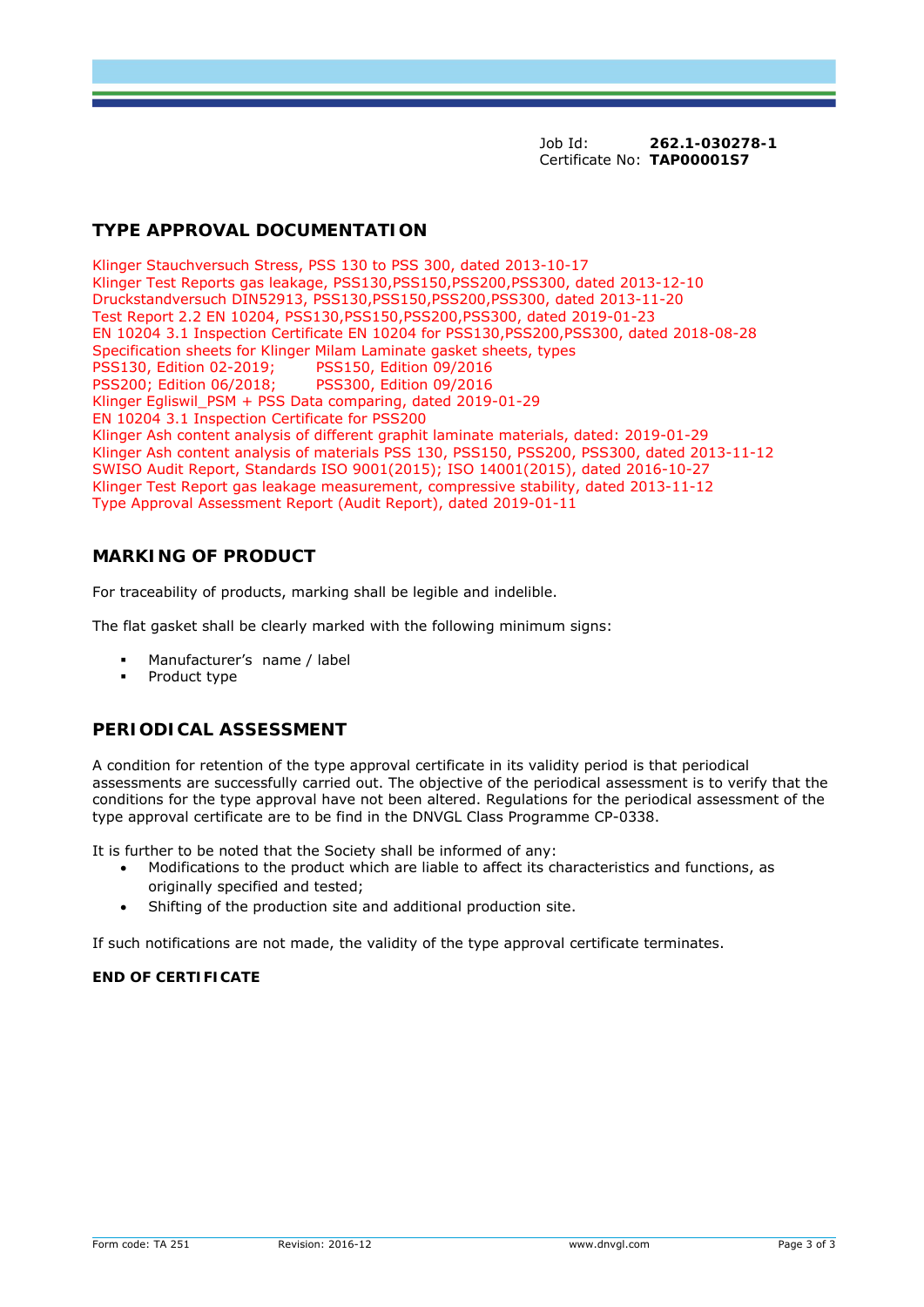Job Id: **262.1-030278-1**
Certificate No: **TAP00001S7**

## TYPE APPROVAL DOCUMENTATION

Klinger Stauchversuch Stress, PSS 130 to PSS 300, dated 2013-10-17
Klinger Test Reports gas leakage, PSS130,PSS150,PSS200,PSS300, dated 2013-12-10
Druckstandversuch DIN52913, PSS130,PSS150,PSS200,PSS300, dated 2013-11-20
Test Report 2.2 EN 10204, PSS130,PSS150,PSS200,PSS300, dated 2019-01-23
EN 10204 3.1 Inspection Certificate EN 10204 for PSS130,PSS200,PSS300, dated 2018-08-28
Specification sheets for Klinger Milam Laminate gasket sheets, types
PSS130, Edition 02-2019; PSS150, Edition 09/2016
PSS200; Edition 06/2018; PSS300, Edition 09/2016
Klinger Egliswil_PSM + PSS Data comparing, dated 2019-01-29
EN 10204 3.1 Inspection Certificate for PSS200
Klinger Ash content analysis of different graphit laminate materials, dated: 2019-01-29
Klinger Ash content analysis of materials PSS 130, PSS150, PSS200, PSS300, dated 2013-11-12
SWISO Audit Report, Standards ISO 9001(2015); ISO 14001(2015), dated 2016-10-27
Klinger Test Report gas leakage measurement, compressive stability, dated 2013-11-12
Type Approval Assessment Report (Audit Report), dated 2019-01-11

## MARKING OF PRODUCT

For traceability of products, marking shall be legible and indelible.

The flat gasket shall be clearly marked with the following minimum signs:

- Manufacturer's name / label
- Product type

## PERIODICAL ASSESSMENT

A condition for retention of the type approval certificate in its validity period is that periodical assessments are successfully carried out. The objective of the periodical assessment is to verify that the conditions for the type approval have not been altered. Regulations for the periodical assessment of the type approval certificate are to be find in the DNVGL Class Programme CP-0338.

It is further to be noted that the Society shall be informed of any:

- Modifications to the product which are liable to affect its characteristics and functions, as originally specified and tested;
- Shifting of the production site and additional production site.

If such notifications are not made, the validity of the type approval certificate terminates.

**END OF CERTIFICATE**